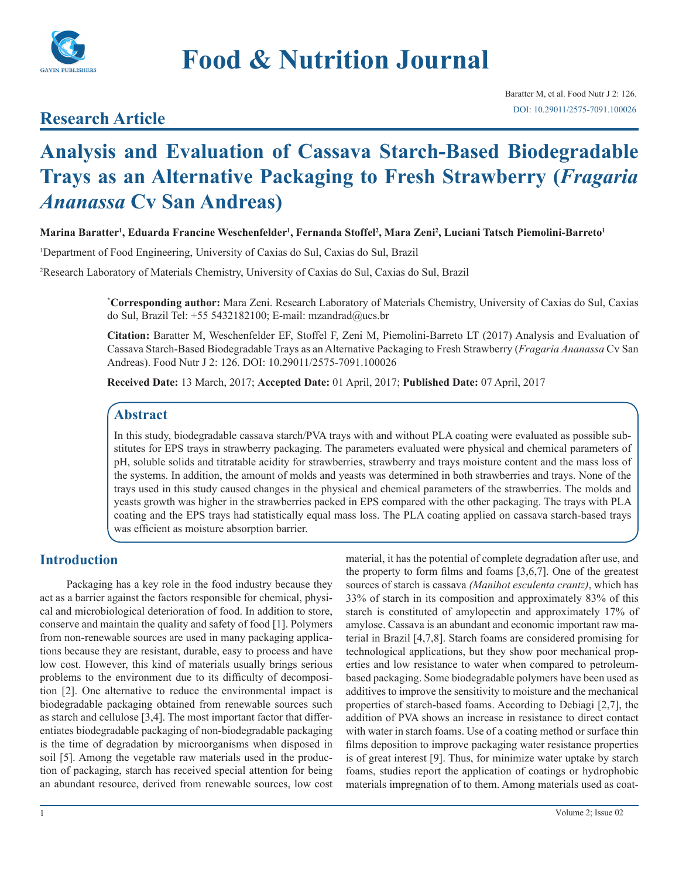# Food & Nutrition Journal

## Research Article

# Analysis and Evaluation of Cassava Starch-Based Biodegradable Trays as an Alternative Packaging to Fresh Strawberry (*Fragaria Ananassa* Cv San Andreas)

**Marina Baratter[1], Eduarda Francine Weschenfelder[1], Fernanda Stoffel[2], Mara Zeni[2], Luciani Tatsch Piemolini-Barreto[1]**

[1]Department of Food Engineering, University of Caxias do Sul, Caxias do Sul, Brazil

[2]Research Laboratory of Materials Chemistry, University of Caxias do Sul, Caxias do Sul, Brazil

***Corresponding author:** Mara Zeni. Research Laboratory of Materials Chemistry, University of Caxias do Sul, Caxias do Sul, Brazil Tel: +55 5432182100; E-mail: mzandrad@ucs.br

**Citation:** Baratter M, Weschenfelder EF, Stoffel F, Zeni M, Piemolini-Barreto LT (2017) Analysis and Evaluation of Cassava Starch-Based Biodegradable Trays as an Alternative Packaging to Fresh Strawberry (*Fragaria Ananassa* Cv San Andreas). Food Nutr J 2: 126. DOI: 10.29011/2575-7091.100026

**Received Date:** 13 March, 2017; **Accepted Date:** 01 April, 2017; **Published Date:** 07 April, 2017

## Abstract

In this study, biodegradable cassava starch/PVA trays with and without PLA coating were evaluated as possible substitutes for EPS trays in strawberry packaging. The parameters evaluated were physical and chemical parameters of pH, soluble solids and titratable acidity for strawberries, strawberry and trays moisture content and the mass loss of the systems. In addition, the amount of molds and yeasts was determined in both strawberries and trays. None of the trays used in this study caused changes in the physical and chemical parameters of the strawberries. The molds and yeasts growth was higher in the strawberries packed in EPS compared with the other packaging. The trays with PLA coating and the EPS trays had statistically equal mass loss. The PLA coating applied on cassava starch-based trays was efficient as moisture absorption barrier.

## Introduction

Packaging has a key role in the food industry because they act as a barrier against the factors responsible for chemical, physical and microbiological deterioration of food. In addition to store, conserve and maintain the quality and safety of food [1]. Polymers from non-renewable sources are used in many packaging applications because they are resistant, durable, easy to process and have low cost. However, this kind of materials usually brings serious problems to the environment due to its difficulty of decomposition [2]. One alternative to reduce the environmental impact is biodegradable packaging obtained from renewable sources such as starch and cellulose [3,4]. The most important factor that differentiates biodegradable packaging of non-biodegradable packaging is the time of degradation by microorganisms when disposed in soil [5]. Among the vegetable raw materials used in the production of packaging, starch has received special attention for being an abundant resource, derived from renewable sources, low cost material, it has the potential of complete degradation after use, and the property to form films and foams [3,6,7]. One of the greatest sources of starch is cassava *(Manihot esculenta crantz)*, which has 33% of starch in its composition and approximately 83% of this starch is constituted of amylopectin and approximately 17% of amylose. Cassava is an abundant and economic important raw material in Brazil [4,7,8]. Starch foams are considered promising for technological applications, but they show poor mechanical properties and low resistance to water when compared to petroleum-based packaging. Some biodegradable polymers have been used as additives to improve the sensitivity to moisture and the mechanical properties of starch-based foams. According to Debiagi [2,7], the addition of PVA shows an increase in resistance to direct contact with water in starch foams. Use of a coating method or surface thin films deposition to improve packaging water resistance properties is of great interest [9]. Thus, for minimize water uptake by starch foams, studies report the application of coatings or hydrophobic materials impregnation of to them. Among materials used as coat-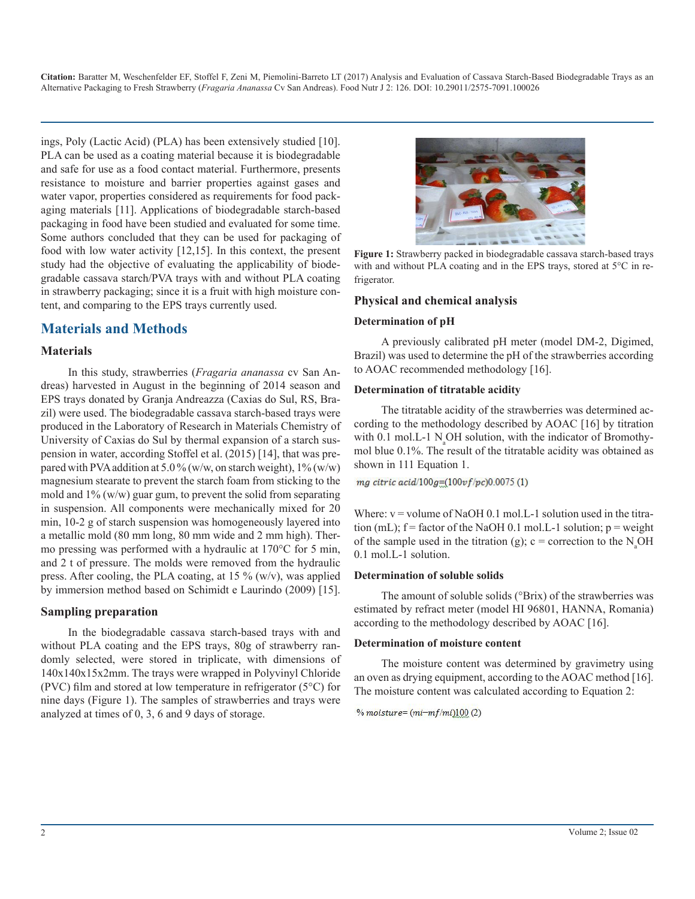ings, Poly (Lactic Acid) (PLA) has been extensively studied [10]. PLA can be used as a coating material because it is biodegradable and safe for use as a food contact material. Furthermore, presents resistance to moisture and barrier properties against gases and water vapor, properties considered as requirements for food packaging materials [11]. Applications of biodegradable starch-based packaging in food have been studied and evaluated for some time. Some authors concluded that they can be used for packaging of food with low water activity [12,15]. In this context, the present study had the objective of evaluating the applicability of biodegradable cassava starch/PVA trays with and without PLA coating in strawberry packaging; since it is a fruit with high moisture content, and comparing to the EPS trays currently used.

## Materials and Methods

### Materials

In this study, strawberries (*Fragaria ananassa* cv San Andreas) harvested in August in the beginning of 2014 season and EPS trays donated by Granja Andreazza (Caxias do Sul, RS, Brazil) were used. The biodegradable cassava starch-based trays were produced in the Laboratory of Research in Materials Chemistry of University of Caxias do Sul by thermal expansion of a starch suspension in water, according Stoffel et al. (2015) [14], that was prepared with PVA addition at 5.0 % (w/w, on starch weight), 1% (w/w) magnesium stearate to prevent the starch foam from sticking to the mold and 1% (w/w) guar gum, to prevent the solid from separating in suspension. All components were mechanically mixed for 20 min, 10-2 g of starch suspension was homogeneously layered into a metallic mold (80 mm long, 80 mm wide and 2 mm high). Thermo pressing was performed with a hydraulic at 170°C for 5 min, and 2 t of pressure. The molds were removed from the hydraulic press. After cooling, the PLA coating, at 15 % (w/v), was applied by immersion method based on Schimidt e Laurindo (2009) [15].

### Sampling preparation

In the biodegradable cassava starch-based trays with and without PLA coating and the EPS trays, 80g of strawberry randomly selected, were stored in triplicate, with dimensions of 140x140x15x2mm. The trays were wrapped in Polyvinyl Chloride (PVC) film and stored at low temperature in refrigerator (5°C) for nine days (Figure 1). The samples of strawberries and trays were analyzed at times of 0, 3, 6 and 9 days of storage.

**Figure 1:** Strawberry packed in biodegradable cassava starch-based trays with and without PLA coating and in the EPS trays, stored at 5°C in refrigerator.

### Physical and chemical analysis

#### Determination of pH

A previously calibrated pH meter (model DM-2, Digimed, Brazil) was used to determine the pH of the strawberries according to AOAC recommended methodology [16].

#### Determination of titratable acidity

The titratable acidity of the strawberries was determined according to the methodology described by AOAC [16] by titration with 0.1 mol.L-1 $N_aOH$ solution, with the indicator of Bromothymol blue 0.1%. The result of the titratable acidity was obtained as shown in 111 Equation 1.

$$mg\ citric\ acid/100g = (100vf/pc)0.0075 \quad (1)$$

Where: v = volume of NaOH 0.1 mol.L-1 solution used in the titration (mL); f = factor of the NaOH 0.1 mol.L-1 solution; p = weight of the sample used in the titration (g); c = correction to the $N_aOH$ 0.1 mol.L-1 solution.

#### Determination of soluble solids

The amount of soluble solids (°Brix) of the strawberries was estimated by refract meter (model HI 96801, HANNA, Romania) according to the methodology described by AOAC [16].

#### Determination of moisture content

The moisture content was determined by gravimetry using an oven as drying equipment, according to the AOAC method [16]. The moisture content was calculated according to Equation 2:

$$\%\ moisture = (mi - mf/mi)100 \quad (2)$$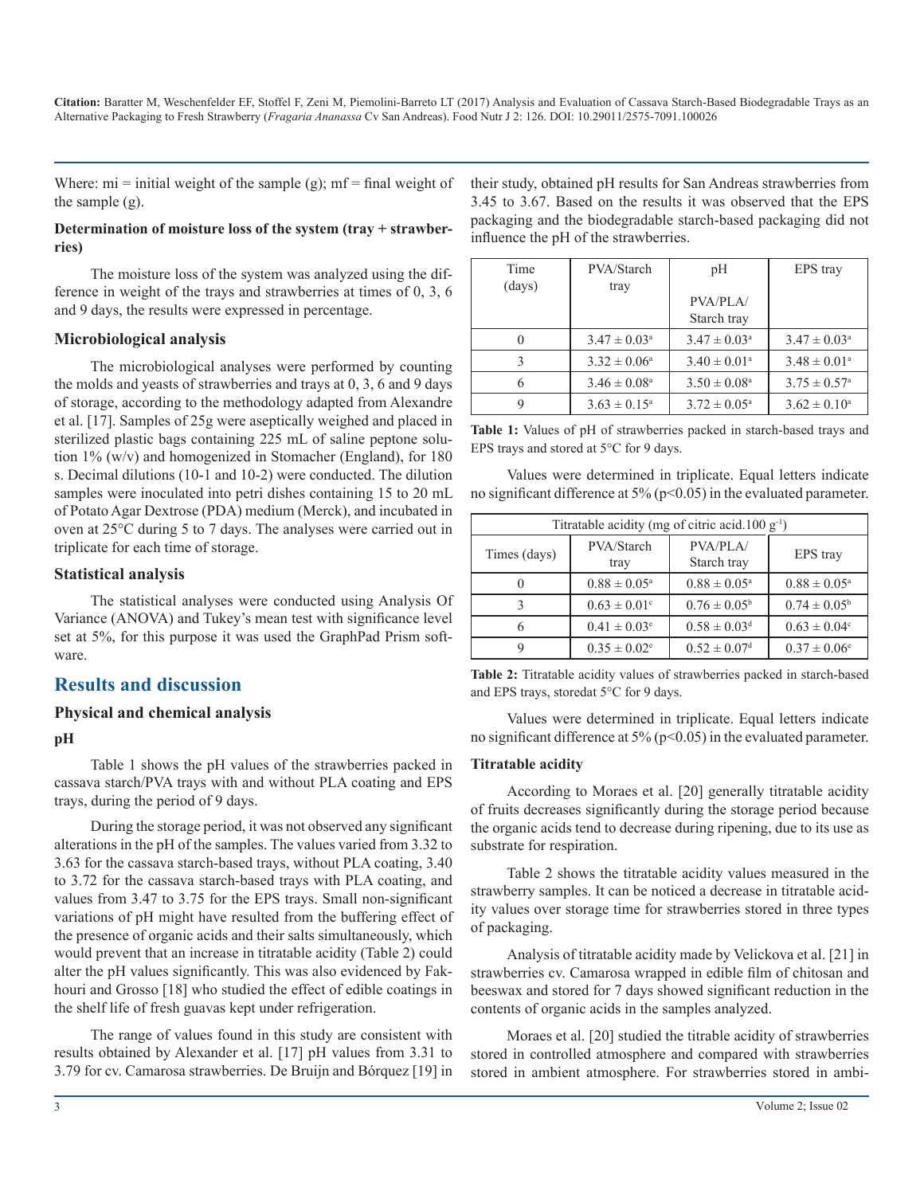Where: mi = initial weight of the sample (g); mf = final weight of the sample (g).

### Determination of moisture loss of the system (tray + strawberries)

The moisture loss of the system was analyzed using the difference in weight of the trays and strawberries at times of 0, 3, 6 and 9 days, the results were expressed in percentage.

### Microbiological analysis

The microbiological analyses were performed by counting the molds and yeasts of strawberries and trays at 0, 3, 6 and 9 days of storage, according to the methodology adapted from Alexandre et al. [17]. Samples of 25g were aseptically weighed and placed in sterilized plastic bags containing 225 mL of saline peptone solution 1% (w/v) and homogenized in Stomacher (England), for 180 s. Decimal dilutions (10-1 and 10-2) were conducted. The dilution samples were inoculated into petri dishes containing 15 to 20 mL of Potato Agar Dextrose (PDA) medium (Merck), and incubated in oven at 25°C during 5 to 7 days. The analyses were carried out in triplicate for each time of storage.

### Statistical analysis

The statistical analyses were conducted using Analysis Of Variance (ANOVA) and Tukey's mean test with significance level set at 5%, for this purpose it was used the GraphPad Prism software.

## Results and discussion

### Physical and chemical analysis

#### pH

Table 1 shows the pH values of the strawberries packed in cassava starch/PVA trays with and without PLA coating and EPS trays, during the period of 9 days.

During the storage period, it was not observed any significant alterations in the pH of the samples. The values varied from 3.32 to 3.63 for the cassava starch-based trays, without PLA coating, 3.40 to 3.72 for the cassava starch-based trays with PLA coating, and values from 3.47 to 3.75 for the EPS trays. Small non-significant variations of pH might have resulted from the buffering effect of the presence of organic acids and their salts simultaneously, which would prevent that an increase in titratable acidity (Table 2) could alter the pH values significantly. This was also evidenced by Fakhouri and Grosso [18] who studied the effect of edible coatings in the shelf life of fresh guavas kept under refrigeration.

The range of values found in this study are consistent with results obtained by Alexander et al. [17] pH values from 3.31 to 3.79 for cv. Camarosa strawberries. De Bruijn and Bórquez [19] in their study, obtained pH results for San Andreas strawberries from 3.45 to 3.67. Based on the results it was observed that the EPS packaging and the biodegradable starch-based packaging did not influence the pH of the strawberries.

| Time (days) | PVA/Starch tray | pH<br>PVA/PLA/ Starch tray | EPS tray |
|---|---|---|---|
| 0 | $3.47 \pm 0.03^{a}$ | $3.47 \pm 0.03^{a}$ | $3.47 \pm 0.03^{a}$ |
| 3 | $3.32 \pm 0.06^{a}$ | $3.40 \pm 0.01^{a}$ | $3.48 \pm 0.01^{a}$ |
| 6 | $3.46 \pm 0.08^{a}$ | $3.50 \pm 0.08^{a}$ | $3.75 \pm 0.57^{a}$ |
| 9 | $3.63 \pm 0.15^{a}$ | $3.72 \pm 0.05^{a}$ | $3.62 \pm 0.10^{a}$ |

**Table 1:** Values of pH of strawberries packed in starch-based trays and EPS trays and stored at 5°C for 9 days.

Values were determined in triplicate. Equal letters indicate no significant difference at 5% ($p<0.05$) in the evaluated parameter.

| Titratable acidity (mg of citric acid.100 $g^{-1}$) | | | |
|---|---|---|---|
| Times (days) | PVA/Starch tray | PVA/PLA/ Starch tray | EPS tray |
| 0 | $0.88 \pm 0.05^{a}$ | $0.88 \pm 0.05^{a}$ | $0.88 \pm 0.05^{a}$ |
| 3 | $0.63 \pm 0.01^{c}$ | $0.76 \pm 0.05^{b}$ | $0.74 \pm 0.05^{b}$ |
| 6 | $0.41 \pm 0.03^{e}$ | $0.58 \pm 0.03^{d}$ | $0.63 \pm 0.04^{c}$ |
| 9 | $0.35 \pm 0.02^{e}$ | $0.52 \pm 0.07^{d}$ | $0.37 \pm 0.06^{e}$ |

**Table 2:** Titratable acidity values of strawberries packed in starch-based and EPS trays, storedat 5°C for 9 days.

Values were determined in triplicate. Equal letters indicate no significant difference at 5% ($p<0.05$) in the evaluated parameter.

#### Titratable acidity

According to Moraes et al. [20] generally titratable acidity of fruits decreases significantly during the storage period because the organic acids tend to decrease during ripening, due to its use as substrate for respiration.

Table 2 shows the titratable acidity values measured in the strawberry samples. It can be noticed a decrease in titratable acidity values over storage time for strawberries stored in three types of packaging.

Analysis of titratable acidity made by Velickova et al. [21] in strawberries cv. Camarosa wrapped in edible film of chitosan and beeswax and stored for 7 days showed significant reduction in the contents of organic acids in the samples analyzed.

Moraes et al. [20] studied the titrable acidity of strawberries stored in controlled atmosphere and compared with strawberries stored in ambient atmosphere. For strawberries stored in ambi-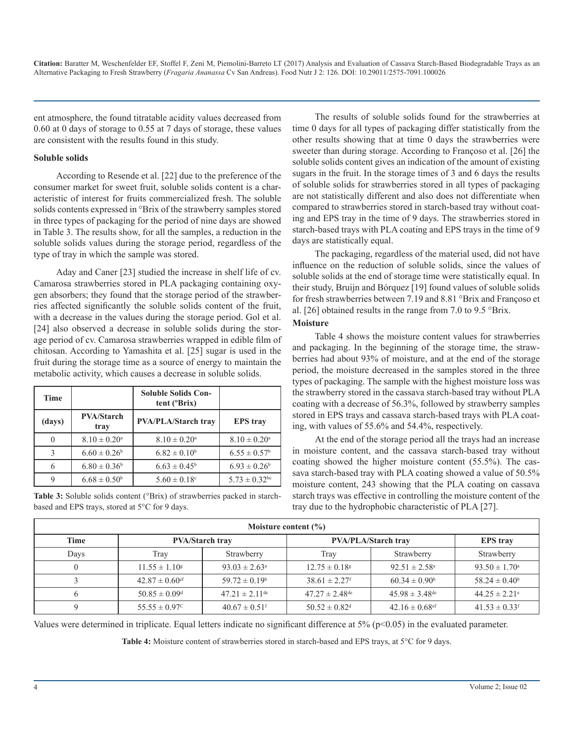ent atmosphere, the found titratable acidity values decreased from 0.60 at 0 days of storage to 0.55 at 7 days of storage, these values are consistent with the results found in this study.

### Soluble solids

According to Resende et al. [22] due to the preference of the consumer market for sweet fruit, soluble solids content is a characteristic of interest for fruits commercialized fresh. The soluble solids contents expressed in °Brix of the strawberry samples stored in three types of packaging for the period of nine days are showed in Table 3. The results show, for all the samples, a reduction in the soluble solids values during the storage period, regardless of the type of tray in which the sample was stored.

Aday and Caner [23] studied the increase in shelf life of cv. Camarosa strawberries stored in PLA packaging containing oxygen absorbers; they found that the storage period of the strawberries affected significantly the soluble solids content of the fruit, with a decrease in the values during the storage period. Gol et al. [24] also observed a decrease in soluble solids during the storage period of cv. Camarosa strawberries wrapped in edible film of chitosan. According to Yamashita et al. [25] sugar is used in the fruit during the storage time as a source of energy to maintain the metabolic activity, which causes a decrease in soluble solids.

| Time | | Soluble Solids Content (ºBrix) | |
|---|---|---|---|
| (days) | PVA/Starch tray | PVA/PLA/Starch tray | EPS tray |
| 0 | $8.10 \pm 0.20^{a}$ | $8.10 \pm 0.20^{a}$ | $8.10 \pm 0.20^{a}$ |
| 3 | $6.60 \pm 0.26^{b}$ | $6.82 \pm 0.10^{b}$ | $6.55 \pm 0.57^{b}$ |
| 6 | $6.80 \pm 0.36^{b}$ | $6.63 \pm 0.45^{b}$ | $6.93 \pm 0.26^{b}$ |
| 9 | $6.68 \pm 0.50^{b}$ | $5.60 \pm 0.18^{c}$ | $5.73 \pm 0.32^{bc}$ |

**Table 3:** Soluble solids content (°Brix) of strawberries packed in starch-based and EPS trays, stored at 5°C for 9 days.

The results of soluble solids found for the strawberries at time 0 days for all types of packaging differ statistically from the other results showing that at time 0 days the strawberries were sweeter than during storage. According to Françoso et al. [26] the soluble solids content gives an indication of the amount of existing sugars in the fruit. In the storage times of 3 and 6 days the results of soluble solids for strawberries stored in all types of packaging are not statistically different and also does not differentiate when compared to strawberries stored in starch-based tray without coating and EPS tray in the time of 9 days. The strawberries stored in starch-based trays with PLA coating and EPS trays in the time of 9 days are statistically equal.

The packaging, regardless of the material used, did not have influence on the reduction of soluble solids, since the values of soluble solids at the end of storage time were statistically equal. In their study, Bruijn and Bórquez [19] found values of soluble solids for fresh strawberries between 7.19 and 8.81 °Brix and Françoso et al. [26] obtained results in the range from 7.0 to 9.5 °Brix.

### Moisture

Table 4 shows the moisture content values for strawberries and packaging. In the beginning of the storage time, the strawberries had about 93% of moisture, and at the end of the storage period, the moisture decreased in the samples stored in the three types of packaging. The sample with the highest moisture loss was the strawberry stored in the cassava starch-based tray without PLA coating with a decrease of 56.3%, followed by strawberry samples stored in EPS trays and cassava starch-based trays with PLA coating, with values of 55.6% and 54.4%, respectively.

At the end of the storage period all the trays had an increase in moisture content, and the cassava starch-based tray without coating showed the higher moisture content (55.5%). The cassava starch-based tray with PLA coating showed a value of 50.5% moisture content, 243 showing that the PLA coating on cassava starch trays was effective in controlling the moisture content of the tray due to the hydrophobic characteristic of PLA [27].

| Moisture content (%) | | | | | |
|---|---|---|---|---|---|
| Time | PVA/Starch tray | | PVA/PLA/Starch tray | | EPS tray |
| Days | Tray | Strawberry | Tray | Strawberry | Strawberry |
| 0 | $11.55 \pm 1.10^{g}$ | $93.03 \pm 2.63^{a}$ | $12.75 \pm 0.18^{g}$ | $92.51 \pm 2.58^{a}$ | $93.50 \pm 1.70^{a}$ |
| 3 | $42.87 \pm 0.60^{ef}$ | $59.72 \pm 0.19^{b}$ | $38.61 \pm 2.27^{f}$ | $60.34 \pm 0.90^{b}$ | $58.24 \pm 0.40^{b}$ |
| 6 | $50.85 \pm 0.09^{d}$ | $47.21 \pm 2.11^{de}$ | $47.27 \pm 2.48^{de}$ | $45.98 \pm 3.48^{de}$ | $44.25 \pm 2.21^{e}$ |
| 9 | $55.55 \pm 0.97^{C}$ | $40.67 \pm 0.51^{f}$ | $50.52 \pm 0.82^{d}$ | $42.16 \pm 0.68^{ef}$ | $41.53 \pm 0.33^{f}$ |

Values were determined in triplicate. Equal letters indicate no significant difference at 5% ($p<0.05$) in the evaluated parameter.

**Table 4:** Moisture content of strawberries stored in starch-based and EPS trays, at 5°C for 9 days.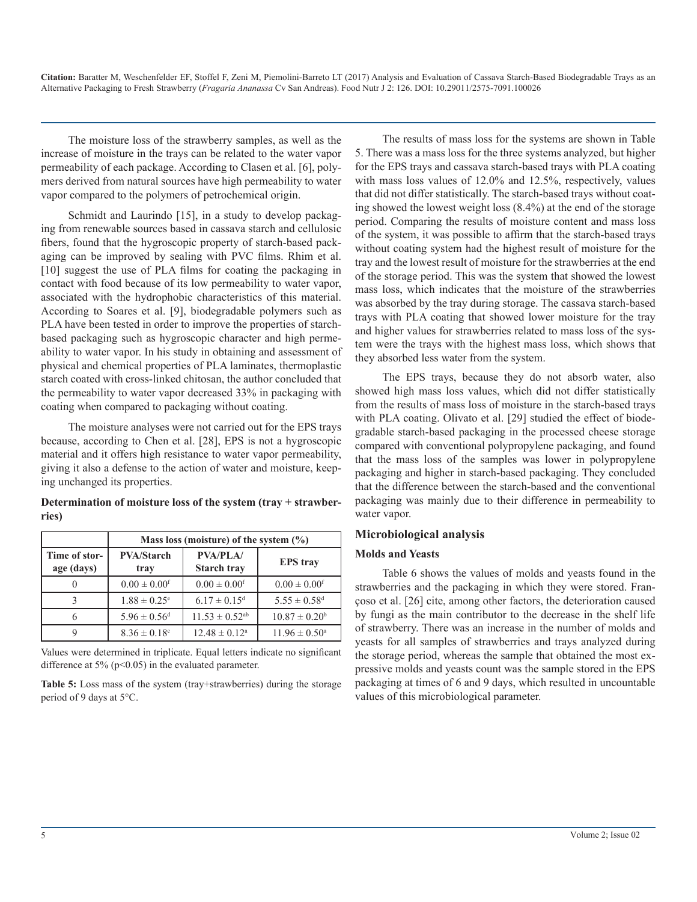The moisture loss of the strawberry samples, as well as the increase of moisture in the trays can be related to the water vapor permeability of each package. According to Clasen et al. [6], polymers derived from natural sources have high permeability to water vapor compared to the polymers of petrochemical origin.

Schmidt and Laurindo [15], in a study to develop packaging from renewable sources based in cassava starch and cellulosic fibers, found that the hygroscopic property of starch-based packaging can be improved by sealing with PVC films. Rhim et al. [10] suggest the use of PLA films for coating the packaging in contact with food because of its low permeability to water vapor, associated with the hydrophobic characteristics of this material. According to Soares et al. [9], biodegradable polymers such as PLA have been tested in order to improve the properties of starch-based packaging such as hygroscopic character and high permeability to water vapor. In his study in obtaining and assessment of physical and chemical properties of PLA laminates, thermoplastic starch coated with cross-linked chitosan, the author concluded that the permeability to water vapor decreased 33% in packaging with coating when compared to packaging without coating.

The moisture analyses were not carried out for the EPS trays because, according to Chen et al. [28], EPS is not a hygroscopic material and it offers high resistance to water vapor permeability, giving it also a defense to the action of water and moisture, keeping unchanged its properties.

**Determination of moisture loss of the system (tray + strawberries)**

| | Mass loss (moisture) of the system (%) | | |
|---|---|---|---|
| **Time of storage (days)** | **PVA/Starch tray** | **PVA/PLA/ Starch tray** | **EPS tray** |
| 0 | $0.00 \pm 0.00^{f}$ | $0.00 \pm 0.00^{f}$ | $0.00 \pm 0.00^{f}$ |
| 3 | $1.88 \pm 0.25^{e}$ | $6.17 \pm 0.15^{d}$ | $5.55 \pm 0.58^{d}$ |
| 6 | $5.96 \pm 0.56^{d}$ | $11.53 \pm 0.52^{ab}$ | $10.87 \pm 0.20^{b}$ |
| 9 | $8.36 \pm 0.18^{c}$ | $12.48 \pm 0.12^{a}$ | $11.96 \pm 0.50^{a}$ |

Values were determined in triplicate. Equal letters indicate no significant difference at 5% ($p<0.05$) in the evaluated parameter.

**Table 5:** Loss mass of the system (tray+strawberries) during the storage period of 9 days at 5°C.

The results of mass loss for the systems are shown in Table 5. There was a mass loss for the three systems analyzed, but higher for the EPS trays and cassava starch-based trays with PLA coating with mass loss values of 12.0% and 12.5%, respectively, values that did not differ statistically. The starch-based trays without coating showed the lowest weight loss (8.4%) at the end of the storage period. Comparing the results of moisture content and mass loss of the system, it was possible to affirm that the starch-based trays without coating system had the highest result of moisture for the tray and the lowest result of moisture for the strawberries at the end of the storage period. This was the system that showed the lowest mass loss, which indicates that the moisture of the strawberries was absorbed by the tray during storage. The cassava starch-based trays with PLA coating that showed lower moisture for the tray and higher values for strawberries related to mass loss of the system were the trays with the highest mass loss, which shows that they absorbed less water from the system.

The EPS trays, because they do not absorb water, also showed high mass loss values, which did not differ statistically from the results of mass loss of moisture in the starch-based trays with PLA coating. Olivato et al. [29] studied the effect of biodegradable starch-based packaging in the processed cheese storage compared with conventional polypropylene packaging, and found that the mass loss of the samples was lower in polypropylene packaging and higher in starch-based packaging. They concluded that the difference between the starch-based and the conventional packaging was mainly due to their difference in permeability to water vapor.

## Microbiological analysis

### Molds and Yeasts

Table 6 shows the values of molds and yeasts found in the strawberries and the packaging in which they were stored. Françoso et al. [26] cite, among other factors, the deterioration caused by fungi as the main contributor to the decrease in the shelf life of strawberry. There was an increase in the number of molds and yeasts for all samples of strawberries and trays analyzed during the storage period, whereas the sample that obtained the most expressive molds and yeasts count was the sample stored in the EPS packaging at times of 6 and 9 days, which resulted in uncountable values of this microbiological parameter.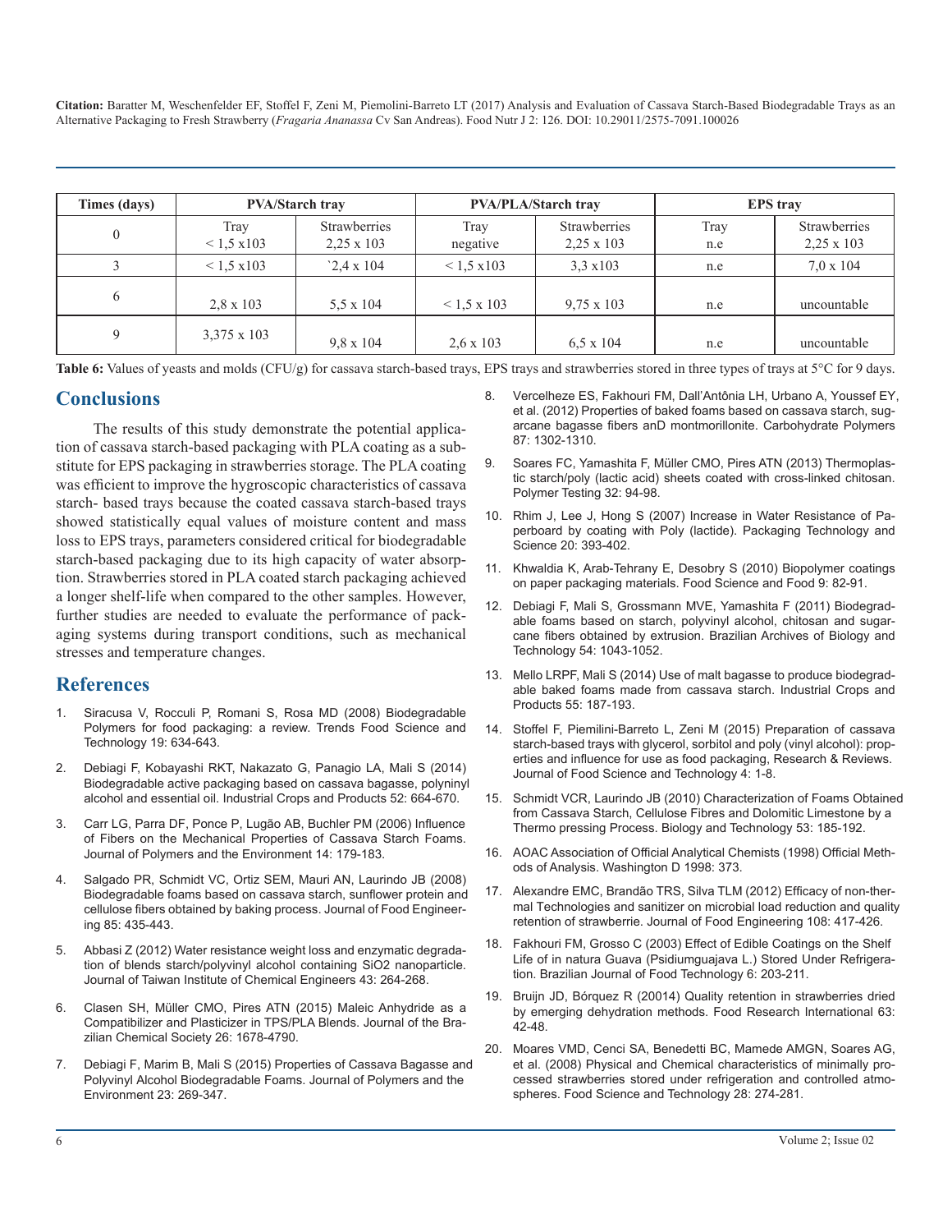| Times (days) | PVA/Starch tray | | PVA/PLA/Starch tray | | EPS tray | |
|---|---|---|---|---|---|---|
| 0 | Tray < 1,5 x103 | Strawberries 2,25 x 103 | Tray negative | Strawberries 2,25 x 103 | Tray n.e | Strawberries 2,25 x 103 |
| 3 | < 1,5 x103 | `2,4 x 104 | < 1,5 x103 | 3,3 x103 | n.e | 7,0 x 104 |
| 6 | 2,8 x 103 | 5,5 x 104 | < 1,5 x 103 | 9,75 x 103 | n.e | uncountable |
| 9 | 3,375 x 103 | 9,8 x 104 | 2,6 x 103 | 6,5 x 104 | n.e | uncountable |

**Table 6:** Values of yeasts and molds (CFU/g) for cassava starch-based trays, EPS trays and strawberries stored in three types of trays at 5°C for 9 days.

## Conclusions

The results of this study demonstrate the potential application of cassava starch-based packaging with PLA coating as a substitute for EPS packaging in strawberries storage. The PLA coating was efficient to improve the hygroscopic characteristics of cassava starch- based trays because the coated cassava starch-based trays showed statistically equal values of moisture content and mass loss to EPS trays, parameters considered critical for biodegradable starch-based packaging due to its high capacity of water absorption. Strawberries stored in PLA coated starch packaging achieved a longer shelf-life when compared to the other samples. However, further studies are needed to evaluate the performance of packaging systems during transport conditions, such as mechanical stresses and temperature changes.

## References

1. Siracusa V, Rocculi P, Romani S, Rosa MD (2008) Biodegradable Polymers for food packaging: a review. Trends Food Science and Technology 19: 634-643.
2. Debiagi F, Kobayashi RKT, Nakazato G, Panagio LA, Mali S (2014) Biodegradable active packaging based on cassava bagasse, polyninyl alcohol and essential oil. Industrial Crops and Products 52: 664-670.
3. Carr LG, Parra DF, Ponce P, Lugão AB, Buchler PM (2006) Influence of Fibers on the Mechanical Properties of Cassava Starch Foams. Journal of Polymers and the Environment 14: 179-183.
4. Salgado PR, Schmidt VC, Ortiz SEM, Mauri AN, Laurindo JB (2008) Biodegradable foams based on cassava starch, sunflower protein and cellulose fibers obtained by baking process. Journal of Food Engineering 85: 435-443.
5. Abbasi Z (2012) Water resistance weight loss and enzymatic degradation of blends starch/polyvinyl alcohol containing SiO2 nanoparticle. Journal of Taiwan Institute of Chemical Engineers 43: 264-268.
6. Clasen SH, Müller CMO, Pires ATN (2015) Maleic Anhydride as a Compatibilizer and Plasticizer in TPS/PLA Blends. Journal of the Brazilian Chemical Society 26: 1678-4790.
7. Debiagi F, Marim B, Mali S (2015) Properties of Cassava Bagasse and Polyvinyl Alcohol Biodegradable Foams. Journal of Polymers and the Environment 23: 269-347.
8. Vercelheze ES, Fakhouri FM, Dall'Antônia LH, Urbano A, Youssef EY, et al. (2012) Properties of baked foams based on cassava starch, sugarcane bagasse fibers anD montmorillonite. Carbohydrate Polymers 87: 1302-1310.
9. Soares FC, Yamashita F, Müller CMO, Pires ATN (2013) Thermoplastic starch/poly (lactic acid) sheets coated with cross-linked chitosan. Polymer Testing 32: 94-98.
10. Rhim J, Lee J, Hong S (2007) Increase in Water Resistance of Paperboard by coating with Poly (lactide). Packaging Technology and Science 20: 393-402.
11. Khwaldia K, Arab-Tehrany E, Desobry S (2010) Biopolymer coatings on paper packaging materials. Food Science and Food 9: 82-91.
12. Debiagi F, Mali S, Grossmann MVE, Yamashita F (2011) Biodegradable foams based on starch, polyvinyl alcohol, chitosan and sugarcane fibers obtained by extrusion. Brazilian Archives of Biology and Technology 54: 1043-1052.
13. Mello LRPF, Mali S (2014) Use of malt bagasse to produce biodegradable baked foams made from cassava starch. Industrial Crops and Products 55: 187-193.
14. Stoffel F, Piemilini-Barreto L, Zeni M (2015) Preparation of cassava starch-based trays with glycerol, sorbitol and poly (vinyl alcohol): properties and influence for use as food packaging, Research & Reviews. Journal of Food Science and Technology 4: 1-8.
15. Schmidt VCR, Laurindo JB (2010) Characterization of Foams Obtained from Cassava Starch, Cellulose Fibres and Dolomitic Limestone by a Thermo pressing Process. Biology and Technology 53: 185-192.
16. AOAC Association of Official Analytical Chemists (1998) Official Methods of Analysis. Washington D 1998: 373.
17. Alexandre EMC, Brandão TRS, Silva TLM (2012) Efficacy of non-thermal Technologies and sanitizer on microbial load reduction and quality retention of strawberrie. Journal of Food Engineering 108: 417-426.
18. Fakhouri FM, Grosso C (2003) Effect of Edible Coatings on the Shelf Life of in natura Guava (Psidiumguajava L.) Stored Under Refrigeration. Brazilian Journal of Food Technology 6: 203-211.
19. Bruijn JD, Bórquez R (20014) Quality retention in strawberries dried by emerging dehydration methods. Food Research International 63: 42-48.
20. Moares VMD, Cenci SA, Benedetti BC, Mamede AMGN, Soares AG, et al. (2008) Physical and Chemical characteristics of minimally processed strawberries stored under refrigeration and controlled atmospheres. Food Science and Technology 28: 274-281.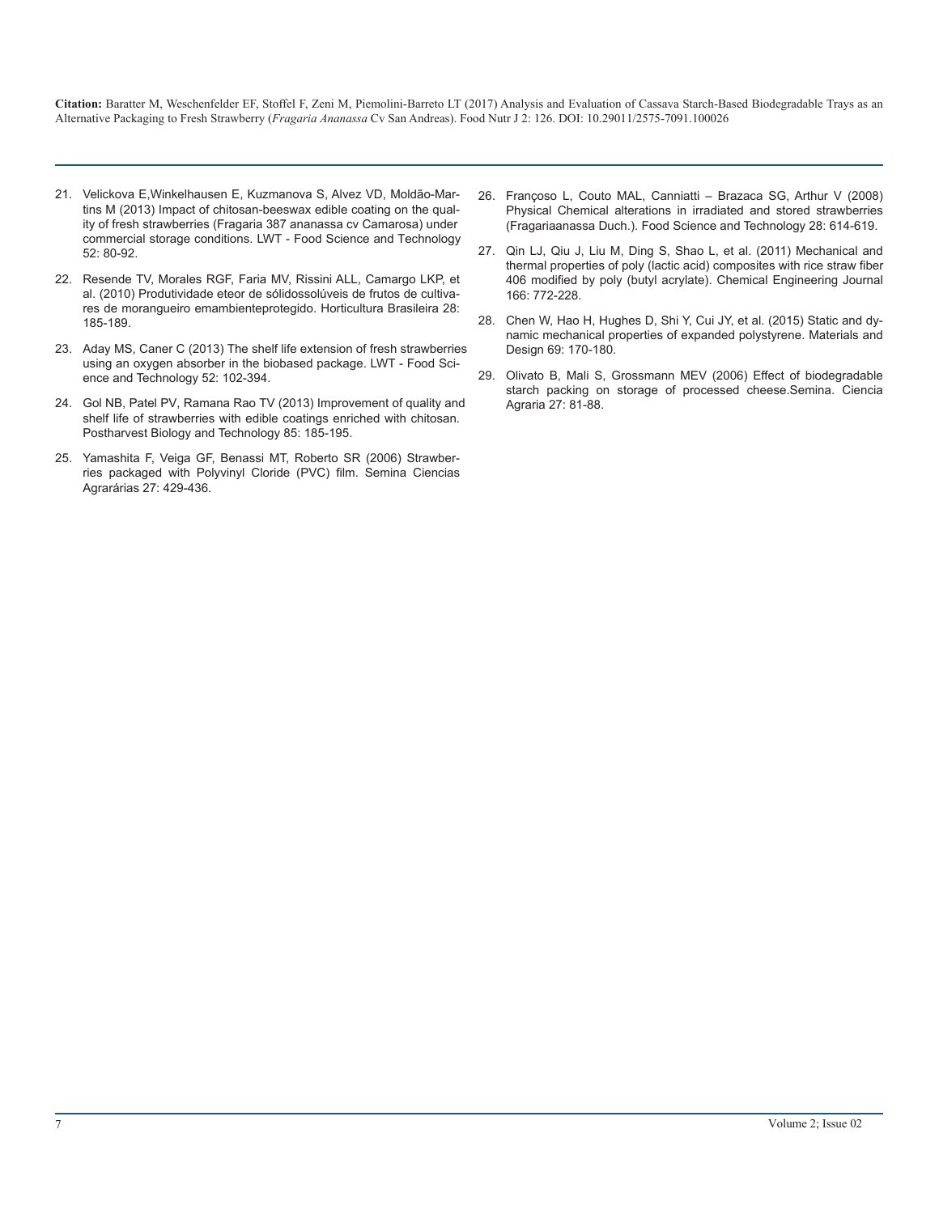21. Velickova E,Winkelhausen E, Kuzmanova S, Alvez VD, Moldão-Martins M (2013) Impact of chitosan-beeswax edible coating on the quality of fresh strawberries (Fragaria 387 ananassa cv Camarosa) under commercial storage conditions. LWT - Food Science and Technology 52: 80-92.

22. Resende TV, Morales RGF, Faria MV, Rissini ALL, Camargo LKP, et al. (2010) Produtividade eteor de sólidossolúveis de frutos de cultivares de morangueiro emambienteprotegido. Horticultura Brasileira 28: 185-189.

23. Aday MS, Caner C (2013) The shelf life extension of fresh strawberries using an oxygen absorber in the biobased package. LWT - Food Science and Technology 52: 102-394.

24. Gol NB, Patel PV, Ramana Rao TV (2013) Improvement of quality and shelf life of strawberries with edible coatings enriched with chitosan. Postharvest Biology and Technology 85: 185-195.

25. Yamashita F, Veiga GF, Benassi MT, Roberto SR (2006) Strawberries packaged with Polyvinyl Cloride (PVC) film. Semina Ciencias Agrarárias 27: 429-436.

26. Françoso L, Couto MAL, Canniatti – Brazaca SG, Arthur V (2008) Physical Chemical alterations in irradiated and stored strawberries (Fragariaanassa Duch.). Food Science and Technology 28: 614-619.

27. Qin LJ, Qiu J, Liu M, Ding S, Shao L, et al. (2011) Mechanical and thermal properties of poly (lactic acid) composites with rice straw fiber 406 modified by poly (butyl acrylate). Chemical Engineering Journal 166: 772-228.

28. Chen W, Hao H, Hughes D, Shi Y, Cui JY, et al. (2015) Static and dynamic mechanical properties of expanded polystyrene. Materials and Design 69: 170-180.

29. Olivato B, Mali S, Grossmann MEV (2006) Effect of biodegradable starch packing on storage of processed cheese.Semina. Ciencia Agraria 27: 81-88.